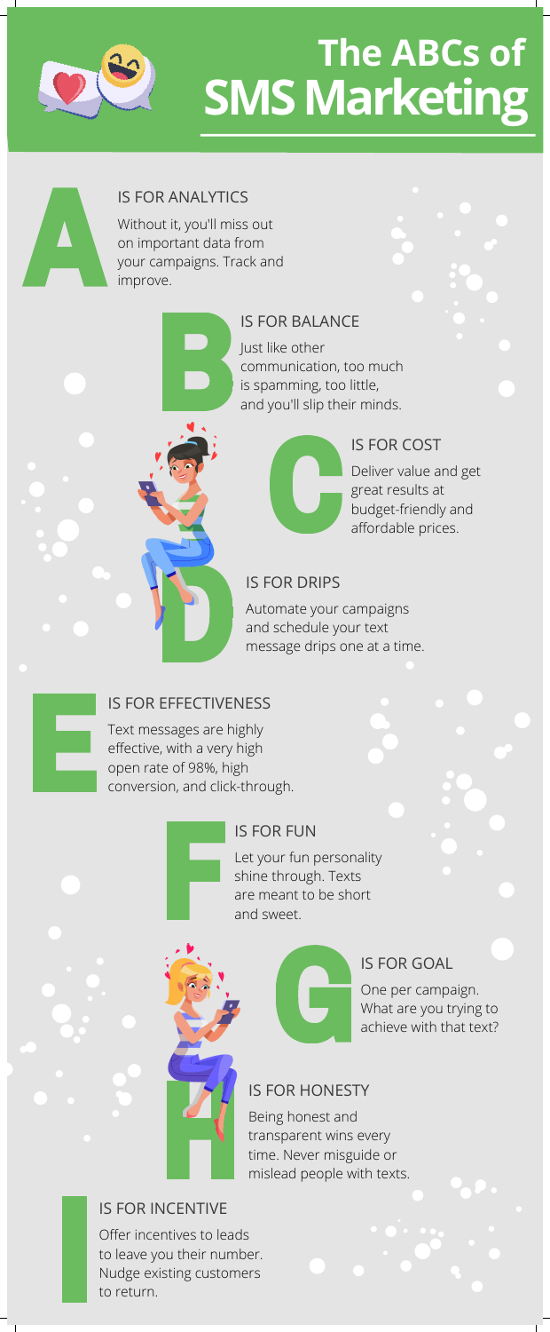# The ABCs of SMS Marketing

## A IS FOR ANALYTICS

Without it, you'll miss out on important data from your campaigns. Track and improve.

## B IS FOR BALANCE

Just like other communication, too much is spamming, too little, and you'll slip their minds.

## C IS FOR COST

Deliver value and get great results at budget-friendly and affordable prices.

## D IS FOR DRIPS

Automate your campaigns and schedule your text message drips one at a time.

## E IS FOR EFFECTIVENESS

Text messages are highly effective, with a very high open rate of 98%, high conversion, and click-through.

## F IS FOR FUN

Let your fun personality shine through. Texts are meant to be short and sweet.

## G IS FOR GOAL

One per campaign. What are you trying to achieve with that text?

## H IS FOR HONESTY

Being honest and transparent wins every time. Never misguide or mislead people with texts.

## I IS FOR INCENTIVE

Offer incentives to leads to leave you their number. Nudge existing customers to return.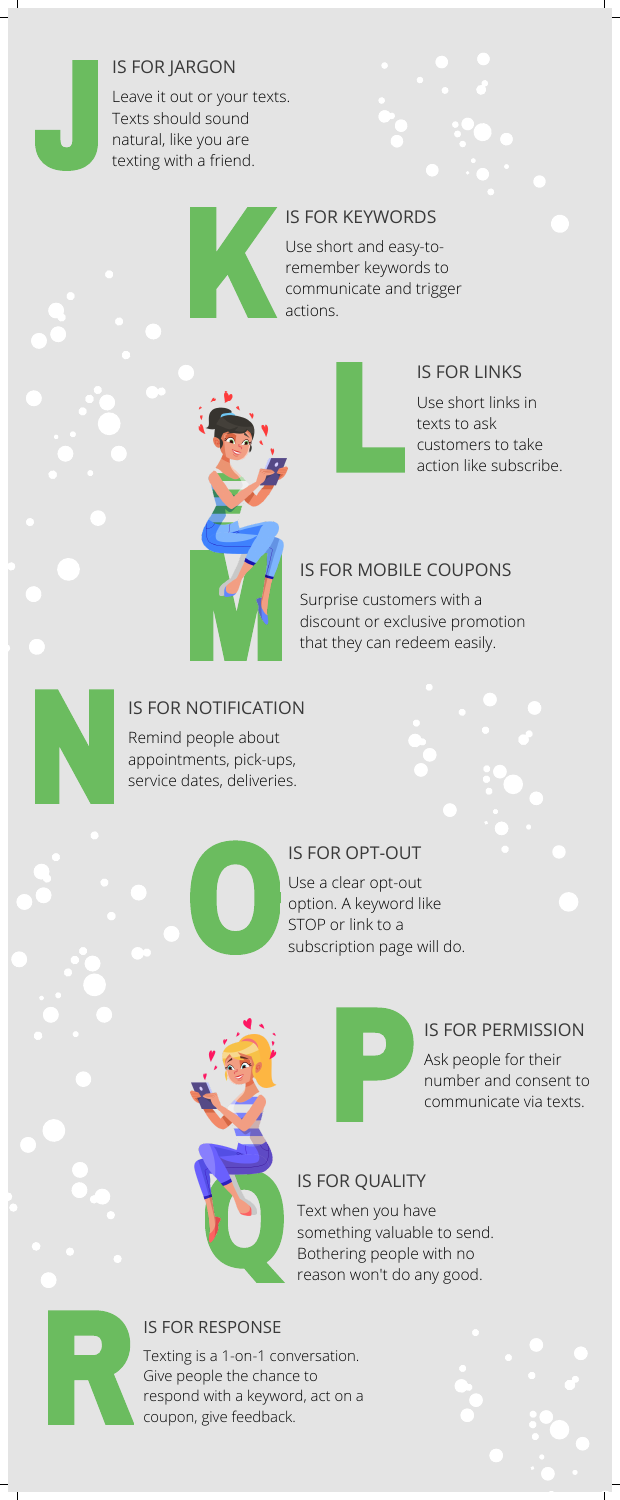## J IS FOR JARGON

Leave it out or your texts. Texts should sound natural, like you are texting with a friend.

## K IS FOR KEYWORDS

Use short and easy-to-remember keywords to communicate and trigger actions.

## L IS FOR LINKS

Use short links in texts to ask customers to take action like subscribe.

## M IS FOR MOBILE COUPONS

Surprise customers with a discount or exclusive promotion that they can redeem easily.

## N IS FOR NOTIFICATION

Remind people about appointments, pick-ups, service dates, deliveries.

## O IS FOR OPT-OUT

Use a clear opt-out option. A keyword like STOP or link to a subscription page will do.

## P IS FOR PERMISSION

Ask people for their number and consent to communicate via texts.

## Q IS FOR QUALITY

Text when you have something valuable to send. Bothering people with no reason won't do any good.

## R IS FOR RESPONSE

Texting is a 1-on-1 conversation. Give people the chance to respond with a keyword, act on a coupon, give feedback.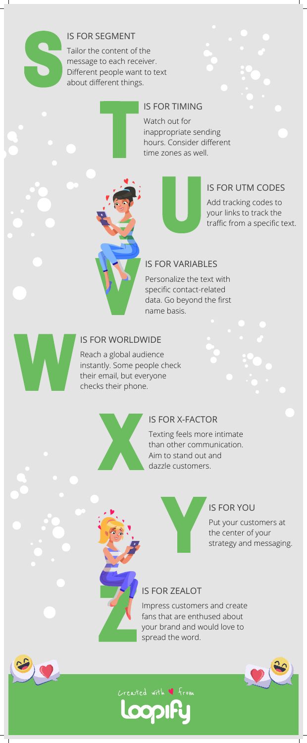## S IS FOR SEGMENT

Tailor the content of the message to each receiver. Different people want to text about different things.

## T IS FOR TIMING

Watch out for inappropriate sending hours. Consider different time zones as well.

## U IS FOR UTM CODES

Add tracking codes to your links to track the traffic from a specific text.

## V IS FOR VARIABLES

Personalize the text with specific contact-related data. Go beyond the first name basis.

## W IS FOR WORLDWIDE

Reach a global audience instantly. Some people check their email, but everyone checks their phone.

## X IS FOR X-FACTOR

Texting feels more intimate than other communication. Aim to stand out and dazzle customers.

## Y IS FOR YOU

Put your customers at the center of your strategy and messaging.

## Z IS FOR ZEALOT

Impress customers and create fans that are enthused about your brand and would love to spread the word.

Created with ♥ from Loopify